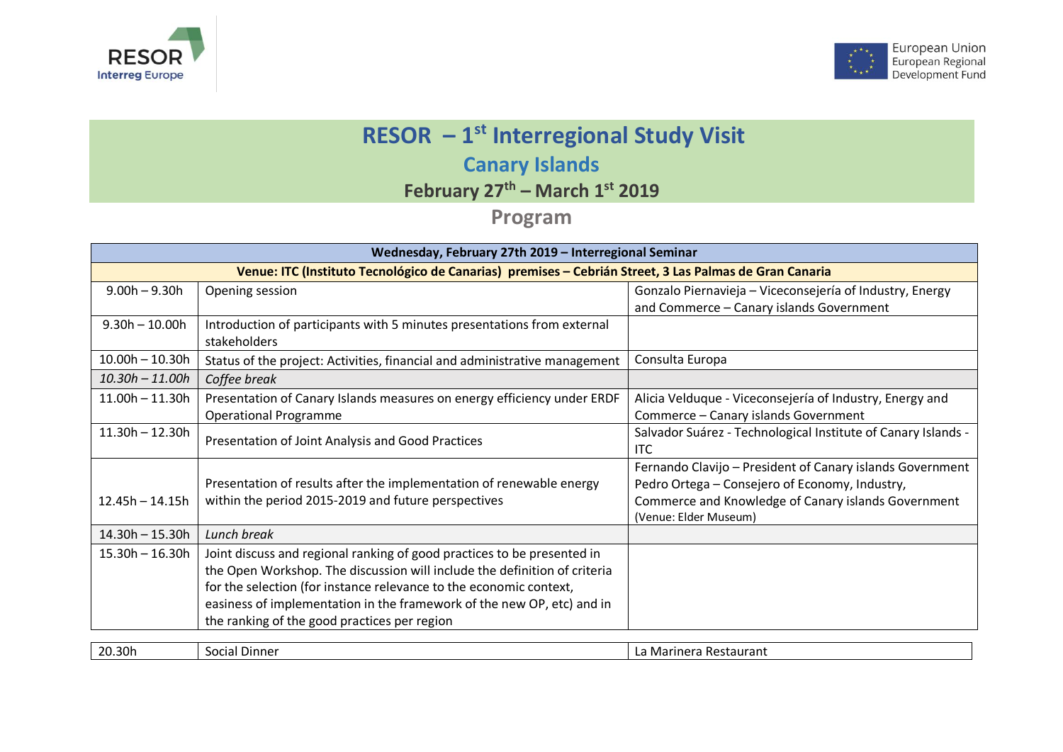# RESOR – 1st Interregional Study Visit

## Canary Islands

### February 27th – March 1st 2019

## Program

| Wednesday, February 27th 2019 – Interregional Seminar | | |
|---|---|---|
| **Venue: ITC (Instituto Tecnológico de Canarias) premises – Cebrián Street, 3 Las Palmas de Gran Canaria** | | |
| 9.00h – 9.30h | Opening session | Gonzalo Piernavieja – Viceconsejería of Industry, Energy and Commerce – Canary islands Government |
| 9.30h – 10.00h | Introduction of participants with 5 minutes presentations from external stakeholders | |
| 10.00h – 10.30h | Status of the project: Activities, financial and administrative management | Consulta Europa |
| *10.30h – 11.00h* | *Coffee break* | |
| 11.00h – 11.30h | Presentation of Canary Islands measures on energy efficiency under ERDF Operational Programme | Alicia Velduque - Viceconsejería of Industry, Energy and Commerce – Canary islands Government |
| 11.30h – 12.30h | Presentation of Joint Analysis and Good Practices | Salvador Suárez - Technological Institute of Canary Islands - ITC |
| 12.45h – 14.15h | Presentation of results after the implementation of renewable energy within the period 2015-2019 and future perspectives | Fernando Clavijo – President of Canary islands Government<br>Pedro Ortega – Consejero of Economy, Industry, Commerce and Knowledge of Canary islands Government<br>(Venue: Elder Museum) |
| 14.30h – 15.30h | *Lunch break* | |
| 15.30h – 16.30h | Joint discuss and regional ranking of good practices to be presented in the Open Workshop. The discussion will include the definition of criteria for the selection (for instance relevance to the economic context, easiness of implementation in the framework of the new OP, etc) and in the ranking of the good practices per region | |

| | | |
|---|---|---|
| 20.30h | Social Dinner | La Marinera Restaurant |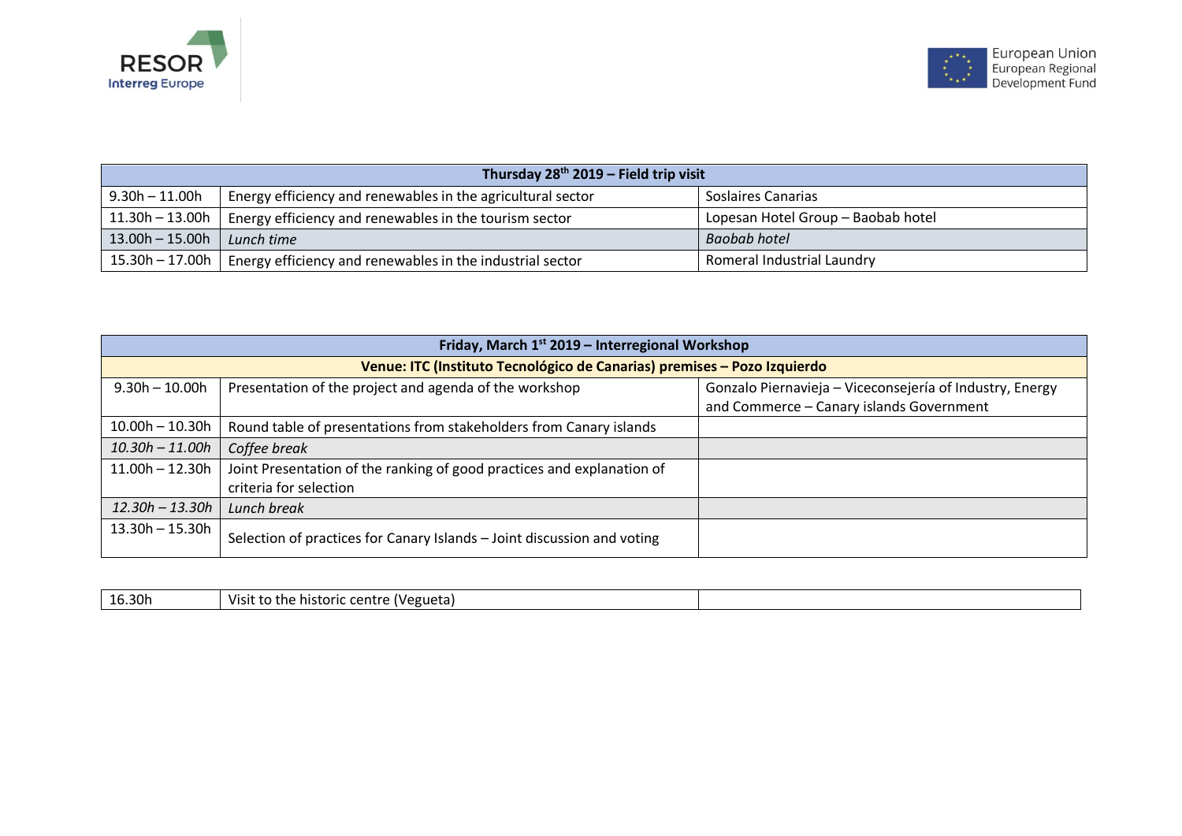| Thursday 28th 2019 – Field trip visit | | |
|---|---|---|
| 9.30h – 11.00h | Energy efficiency and renewables in the agricultural sector | Soslaires Canarias |
| 11.30h – 13.00h | Energy efficiency and renewables in the tourism sector | Lopesan Hotel Group – Baobab hotel |
| 13.00h – 15.00h | *Lunch time* | *Baobab hotel* |
| 15.30h – 17.00h | Energy efficiency and renewables in the industrial sector | Romeral Industrial Laundry |

| Friday, March 1st 2019 – Interregional Workshop | | |
|---|---|---|
| **Venue: ITC (Instituto Tecnológico de Canarias) premises – Pozo Izquierdo** | | |
| 9.30h – 10.00h | Presentation of the project and agenda of the workshop | Gonzalo Piernavieja – Viceconsejería of Industry, Energy and Commerce – Canary islands Government |
| 10.00h – 10.30h | Round table of presentations from stakeholders from Canary islands | |
| *10.30h – 11.00h* | *Coffee break* | |
| 11.00h – 12.30h | Joint Presentation of the ranking of good practices and explanation of criteria for selection | |
| *12.30h – 13.30h* | *Lunch break* | |
| 13.30h – 15.30h | Selection of practices for Canary Islands – Joint discussion and voting | |

| | | |
|---|---|---|
| 16.30h | Visit to the historic centre (Vegueta) | |